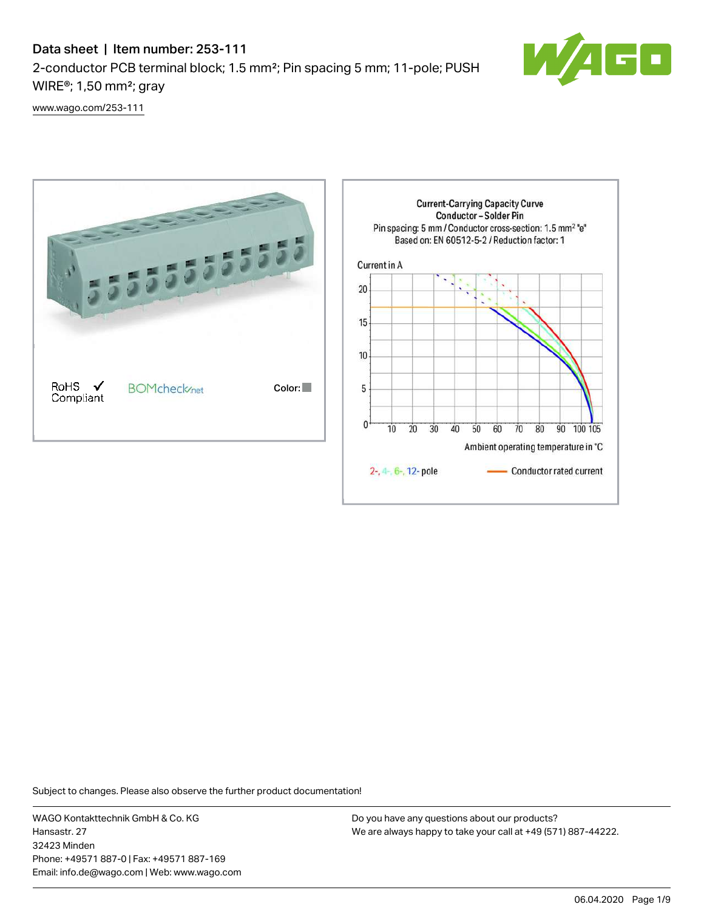# Data sheet | Item number: 253-111

2-conductor PCB terminal block; 1.5 mm²; Pin spacing 5 mm; 11-pole; PUSH WIRE®; 1,50 mm²; gray

www.wago.com/253-111

RoHS Compliant

BOMcheck.net

Color:

Current-Carrying Capacity Curve
Conductor – Solder Pin
Pin spacing: 5 mm / Conductor cross-section: 1.5 mm² "e"
Based on: EN 60512-5-2 / Reduction factor: 1

Current in A

Ambient operating temperature in °C

2-, 4-, 6-, 12- pole — Conductor rated current

Subject to changes. Please also observe the further product documentation!

WAGO Kontakttechnik GmbH & Co. KG
Hansastr. 27
32423 Minden
Phone: +49571 887-0 | Fax: +49571 887-169
Email: info.de@wago.com | Web: www.wago.com

Do you have any questions about our products?
We are always happy to take your call at +49 (571) 887-44222.

06.04.2020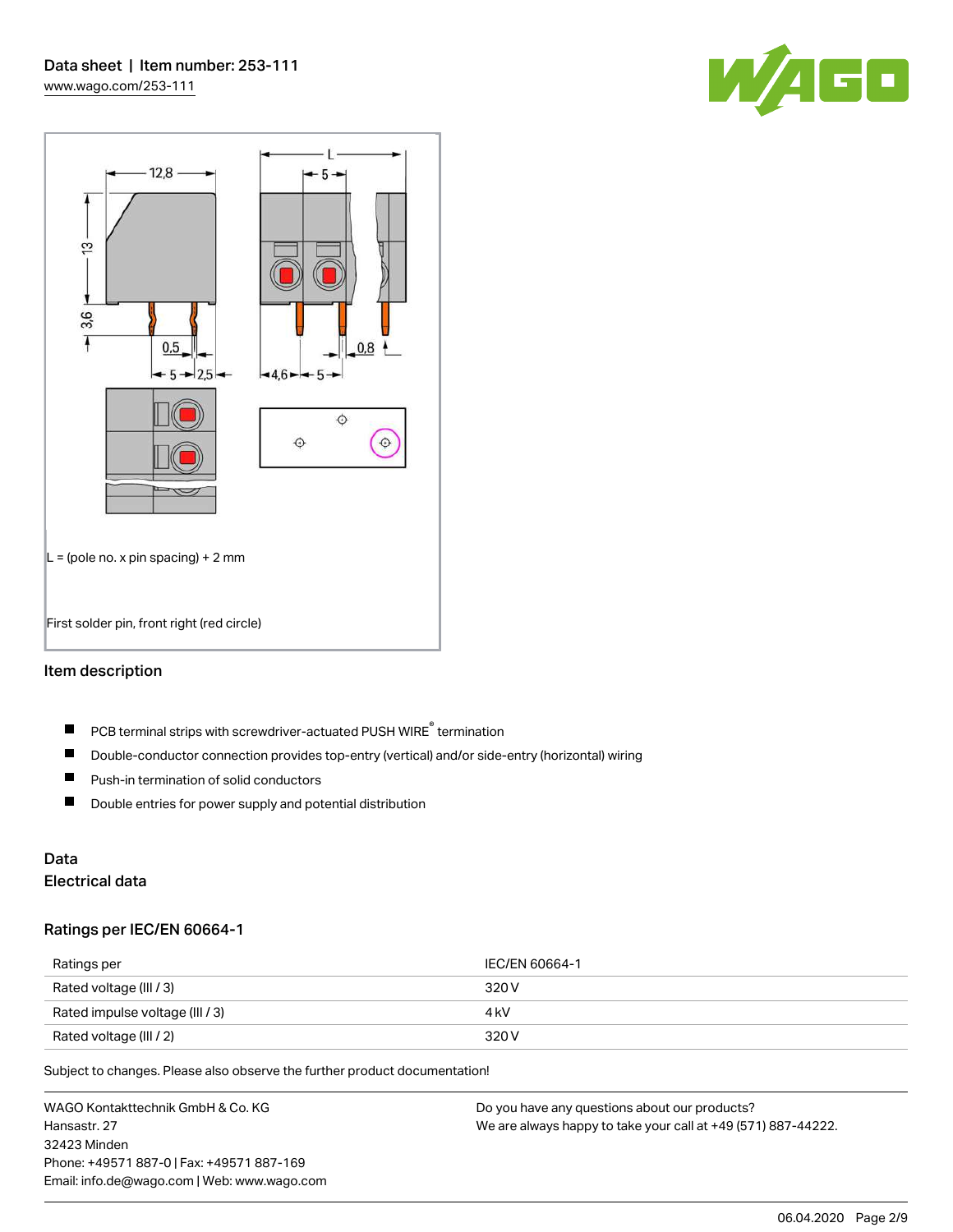L = (pole no. x pin spacing) + 2 mm

First solder pin, front right (red circle)

## Item description

- PCB terminal strips with screwdriver-actuated PUSH WIRE® termination
- Double-conductor connection provides top-entry (vertical) and/or side-entry (horizontal) wiring
- Push-in termination of solid conductors
- Double entries for power supply and potential distribution

## Data

### Electrical data

#### Ratings per IEC/EN 60664-1

| Ratings per | IEC/EN 60664-1 |
| --- | --- |
| Rated voltage (III / 3) | 320 V |
| Rated impulse voltage (III / 3) | 4 kV |
| Rated voltage (III / 2) | 320 V |

Subject to changes. Please also observe the further product documentation!

WAGO Kontakttechnik GmbH & Co. KG
Hansastr. 27
32423 Minden
Phone: +49571 887-0 | Fax: +49571 887-169
Email: info.de@wago.com | Web: www.wago.com

Do you have any questions about our products?
We are always happy to take your call at +49 (571) 887-44222.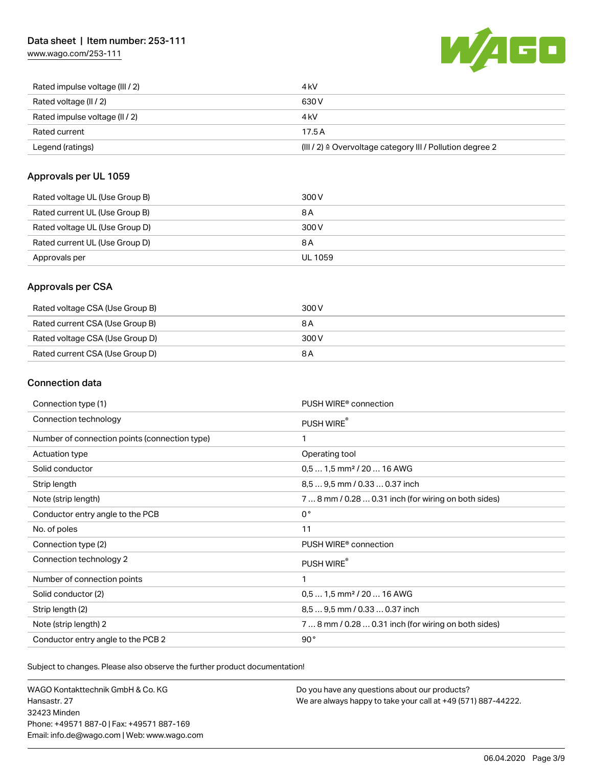| | |
|---|---|
| Rated impulse voltage (III / 2) | 4 kV |
| Rated voltage (II / 2) | 630 V |
| Rated impulse voltage (II / 2) | 4 kV |
| Rated current | 17.5 A |
| Legend (ratings) | (III / 2) ≙ Overvoltage category III / Pollution degree 2 |

## Approvals per UL 1059

| | |
|---|---|
| Rated voltage UL (Use Group B) | 300 V |
| Rated current UL (Use Group B) | 8 A |
| Rated voltage UL (Use Group D) | 300 V |
| Rated current UL (Use Group D) | 8 A |
| Approvals per | UL 1059 |

## Approvals per CSA

| | |
|---|---|
| Rated voltage CSA (Use Group B) | 300 V |
| Rated current CSA (Use Group B) | 8 A |
| Rated voltage CSA (Use Group D) | 300 V |
| Rated current CSA (Use Group D) | 8 A |

## Connection data

| | |
|---|---|
| Connection type (1) | PUSH WIRE® connection |
| Connection technology | PUSH WIRE® |
| Number of connection points (connection type) | 1 |
| Actuation type | Operating tool |
| Solid conductor | 0,5 … 1,5 mm² / 20 … 16 AWG |
| Strip length | 8,5 … 9,5 mm / 0.33 … 0.37 inch |
| Note (strip length) | 7 … 8 mm / 0.28 … 0.31 inch (for wiring on both sides) |
| Conductor entry angle to the PCB | 0 ° |
| No. of poles | 11 |
| Connection type (2) | PUSH WIRE® connection |
| Connection technology 2 | PUSH WIRE® |
| Number of connection points | 1 |
| Solid conductor (2) | 0,5 … 1,5 mm² / 20 … 16 AWG |
| Strip length (2) | 8,5 … 9,5 mm / 0.33 … 0.37 inch |
| Note (strip length) 2 | 7 … 8 mm / 0.28 … 0.31 inch (for wiring on both sides) |
| Conductor entry angle to the PCB 2 | 90 ° |

Subject to changes. Please also observe the further product documentation!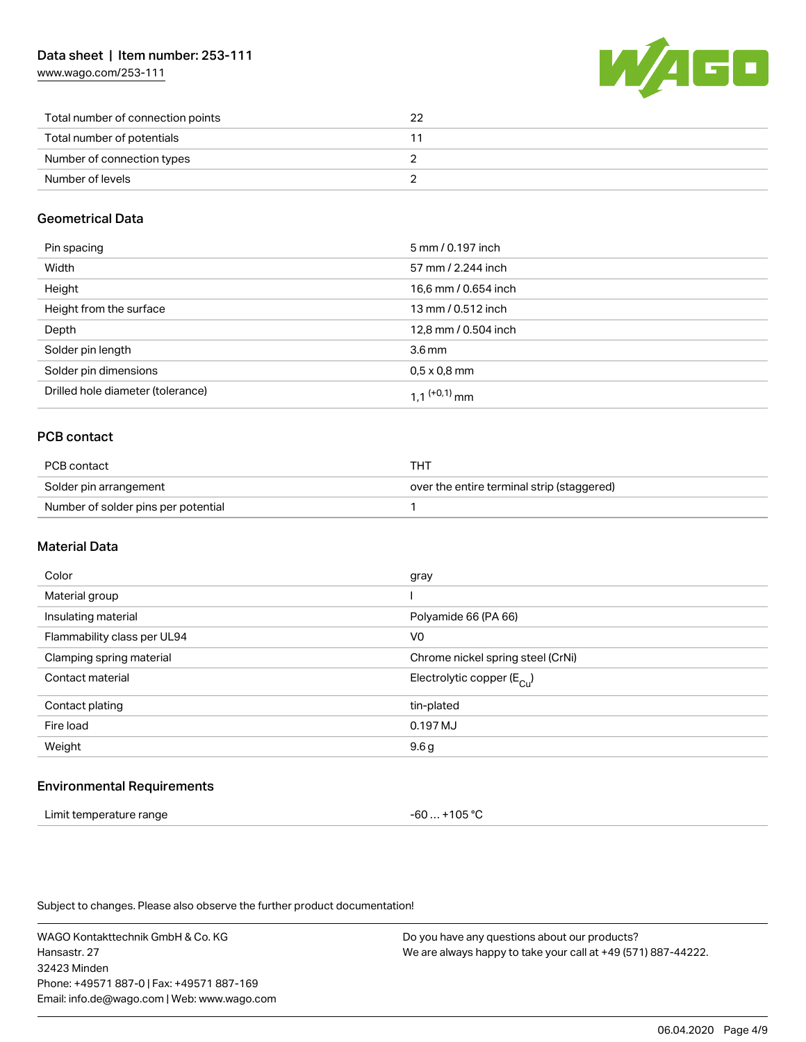| | |
|---|---|
| Total number of connection points | 22 |
| Total number of potentials | 11 |
| Number of connection types | 2 |
| Number of levels | 2 |

## Geometrical Data

| | |
|---|---|
| Pin spacing | 5 mm / 0.197 inch |
| Width | 57 mm / 2.244 inch |
| Height | 16,6 mm / 0.654 inch |
| Height from the surface | 13 mm / 0.512 inch |
| Depth | 12,8 mm / 0.504 inch |
| Solder pin length | 3.6 mm |
| Solder pin dimensions | 0,5 x 0,8 mm |
| Drilled hole diameter (tolerance) | $1{,}1^{(+0{,}1)}$ mm |

## PCB contact

| | |
|---|---|
| PCB contact | THT |
| Solder pin arrangement | over the entire terminal strip (staggered) |
| Number of solder pins per potential | 1 |

## Material Data

| | |
|---|---|
| Color | gray |
| Material group | I |
| Insulating material | Polyamide 66 (PA 66) |
| Flammability class per UL94 | V0 |
| Clamping spring material | Chrome nickel spring steel (CrNi) |
| Contact material | Electrolytic copper ($E_{Cu}$) |
| Contact plating | tin-plated |
| Fire load | 0.197 MJ |
| Weight | 9.6 g |

## Environmental Requirements

| | |
|---|---|
| Limit temperature range | -60 … +105 °C |

Subject to changes. Please also observe the further product documentation!

WAGO Kontakttechnik GmbH & Co. KG
Hansastr. 27
32423 Minden
Phone: +49571 887-0 | Fax: +49571 887-169
Email: info.de@wago.com | Web: www.wago.com

Do you have any questions about our products?
We are always happy to take your call at +49 (571) 887-44222.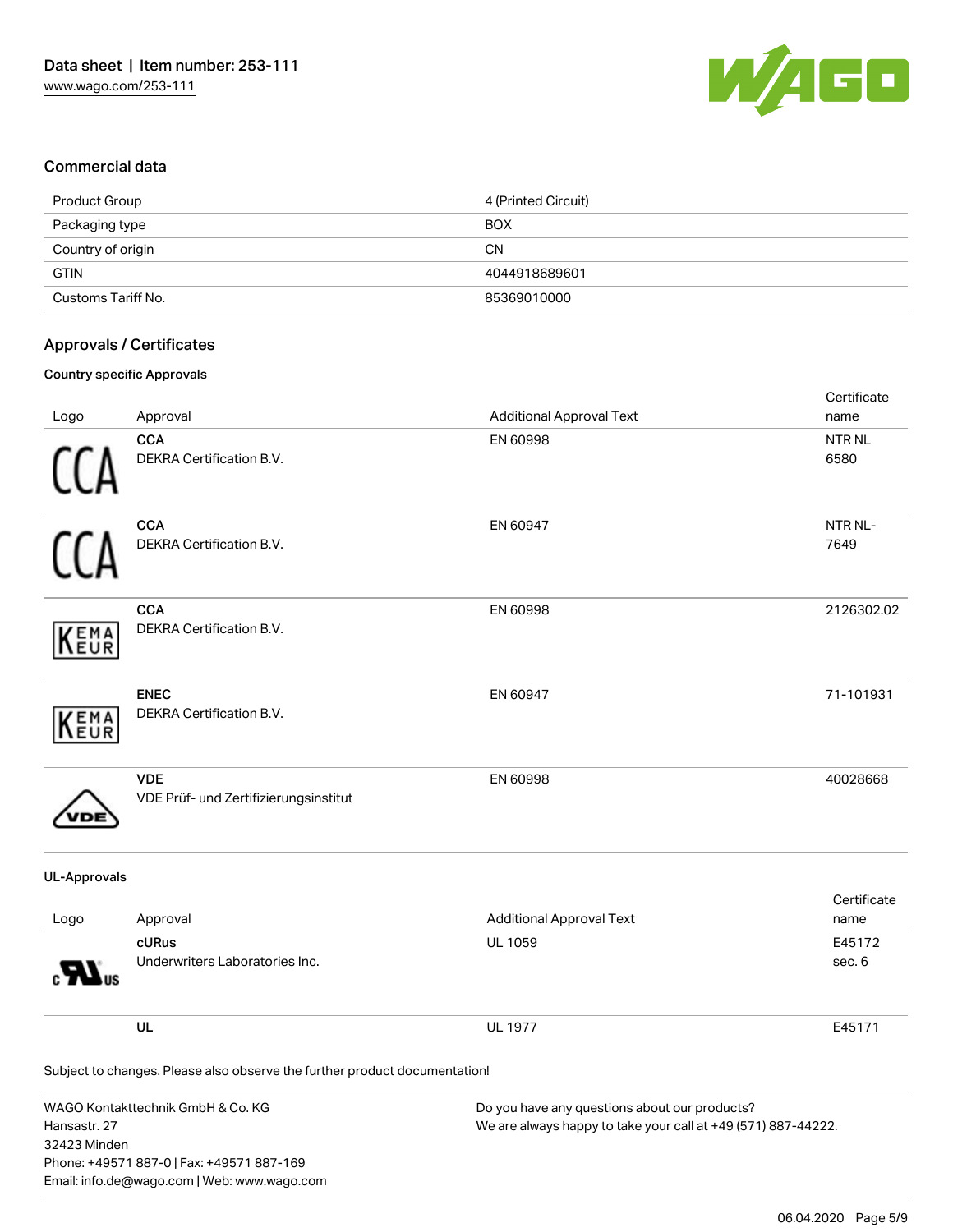## Commercial data

| Product Group | 4 (Printed Circuit) |
| --- | --- |
| Packaging type | BOX |
| Country of origin | CN |
| GTIN | 4044918689601 |
| Customs Tariff No. | 85369010000 |

## Approvals / Certificates

### Country specific Approvals

| Logo | Approval | Additional Approval Text | Certificate name |
| --- | --- | --- | --- |
| | **CCA** DEKRA Certification B.V. | EN 60998 | NTR NL 6580 |
| | **CCA** DEKRA Certification B.V. | EN 60947 | NTR NL-7649 |
| | **CCA** DEKRA Certification B.V. | EN 60998 | 2126302.02 |
| | **ENEC** DEKRA Certification B.V. | EN 60947 | 71-101931 |
| | **VDE** VDE Prüf- und Zertifizierungsinstitut | EN 60998 | 40028668 |

### UL-Approvals

| Logo | Approval | Additional Approval Text | Certificate name |
| --- | --- | --- | --- |
| | **cURus** Underwriters Laboratories Inc. | UL 1059 | E45172 sec. 6 |
| | **UL** | UL 1977 | E45171 |

Subject to changes. Please also observe the further product documentation!

WAGO Kontakttechnik GmbH & Co. KG
Hansastr. 27
32423 Minden
Phone: +49571 887-0 | Fax: +49571 887-169
Email: info.de@wago.com | Web: www.wago.com

Do you have any questions about our products?
We are always happy to take your call at +49 (571) 887-44222.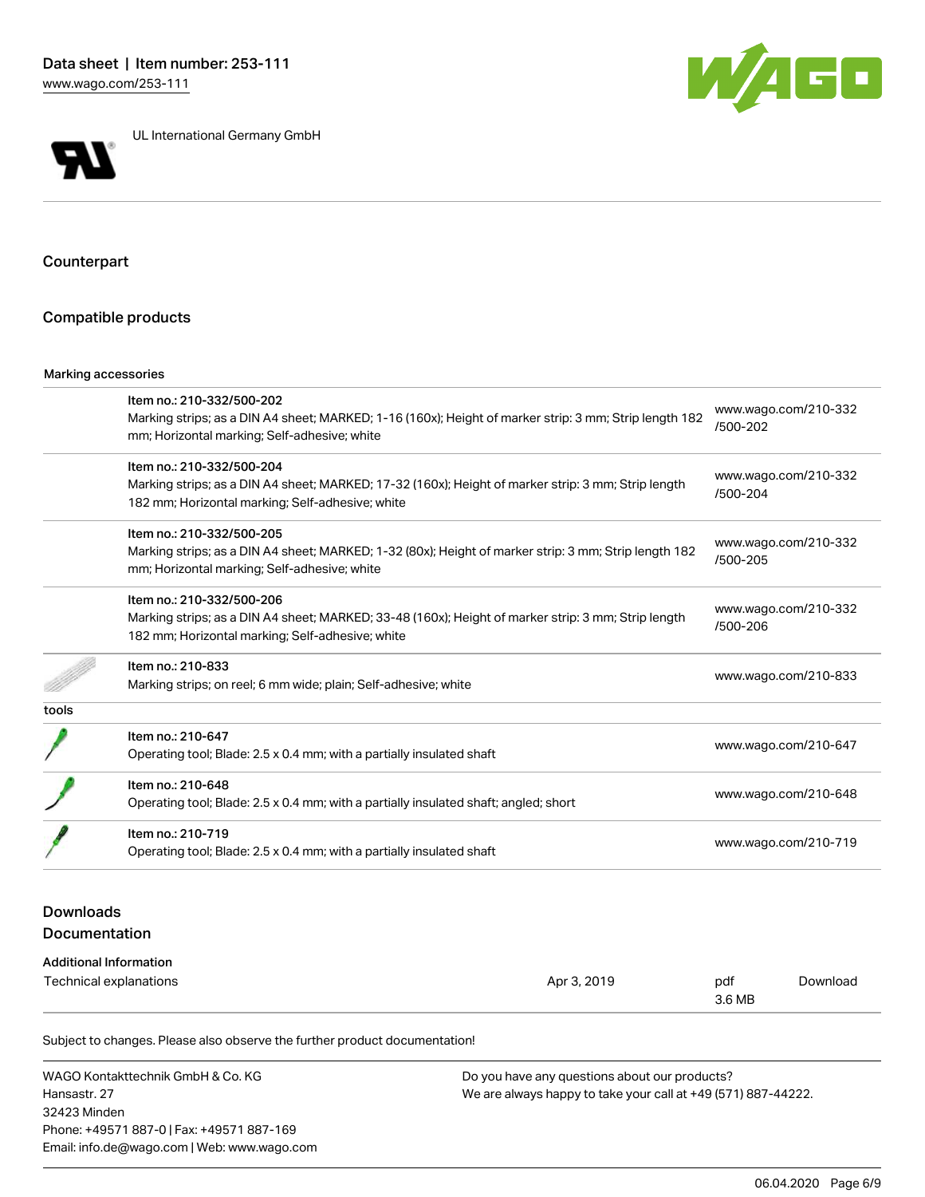UL International Germany GmbH

## Counterpart

## Compatible products

Marking accessories

| | | |
|---|---|---|
| | Item no.: 210-332/500-202<br>Marking strips; as a DIN A4 sheet; MARKED; 1-16 (160x); Height of marker strip: 3 mm; Strip length 182 mm; Horizontal marking; Self-adhesive; white | www.wago.com/210-332/500-202 |
| | Item no.: 210-332/500-204<br>Marking strips; as a DIN A4 sheet; MARKED; 17-32 (160x); Height of marker strip: 3 mm; Strip length 182 mm; Horizontal marking; Self-adhesive; white | www.wago.com/210-332/500-204 |
| | Item no.: 210-332/500-205<br>Marking strips; as a DIN A4 sheet; MARKED; 1-32 (80x); Height of marker strip: 3 mm; Strip length 182 mm; Horizontal marking; Self-adhesive; white | www.wago.com/210-332/500-205 |
| | Item no.: 210-332/500-206<br>Marking strips; as a DIN A4 sheet; MARKED; 33-48 (160x); Height of marker strip: 3 mm; Strip length 182 mm; Horizontal marking; Self-adhesive; white | www.wago.com/210-332/500-206 |
| | Item no.: 210-833<br>Marking strips; on reel; 6 mm wide; plain; Self-adhesive; white | www.wago.com/210-833 |

tools

| | | |
|---|---|---|
| | Item no.: 210-647<br>Operating tool; Blade: 2.5 x 0.4 mm; with a partially insulated shaft | www.wago.com/210-647 |
| | Item no.: 210-648<br>Operating tool; Blade: 2.5 x 0.4 mm; with a partially insulated shaft; angled; short | www.wago.com/210-648 |
| | Item no.: 210-719<br>Operating tool; Blade: 2.5 x 0.4 mm; with a partially insulated shaft | www.wago.com/210-719 |

## Downloads

## Documentation

Additional Information

| | | | |
|---|---|---|---|
| Technical explanations | Apr 3, 2019 | pdf<br>3.6 MB | Download |

Subject to changes. Please also observe the further product documentation!

WAGO Kontakttechnik GmbH & Co. KG
Hansastr. 27
32423 Minden
Phone: +49571 887-0 | Fax: +49571 887-169
Email: info.de@wago.com | Web: www.wago.com

Do you have any questions about our products?
We are always happy to take your call at +49 (571) 887-44222.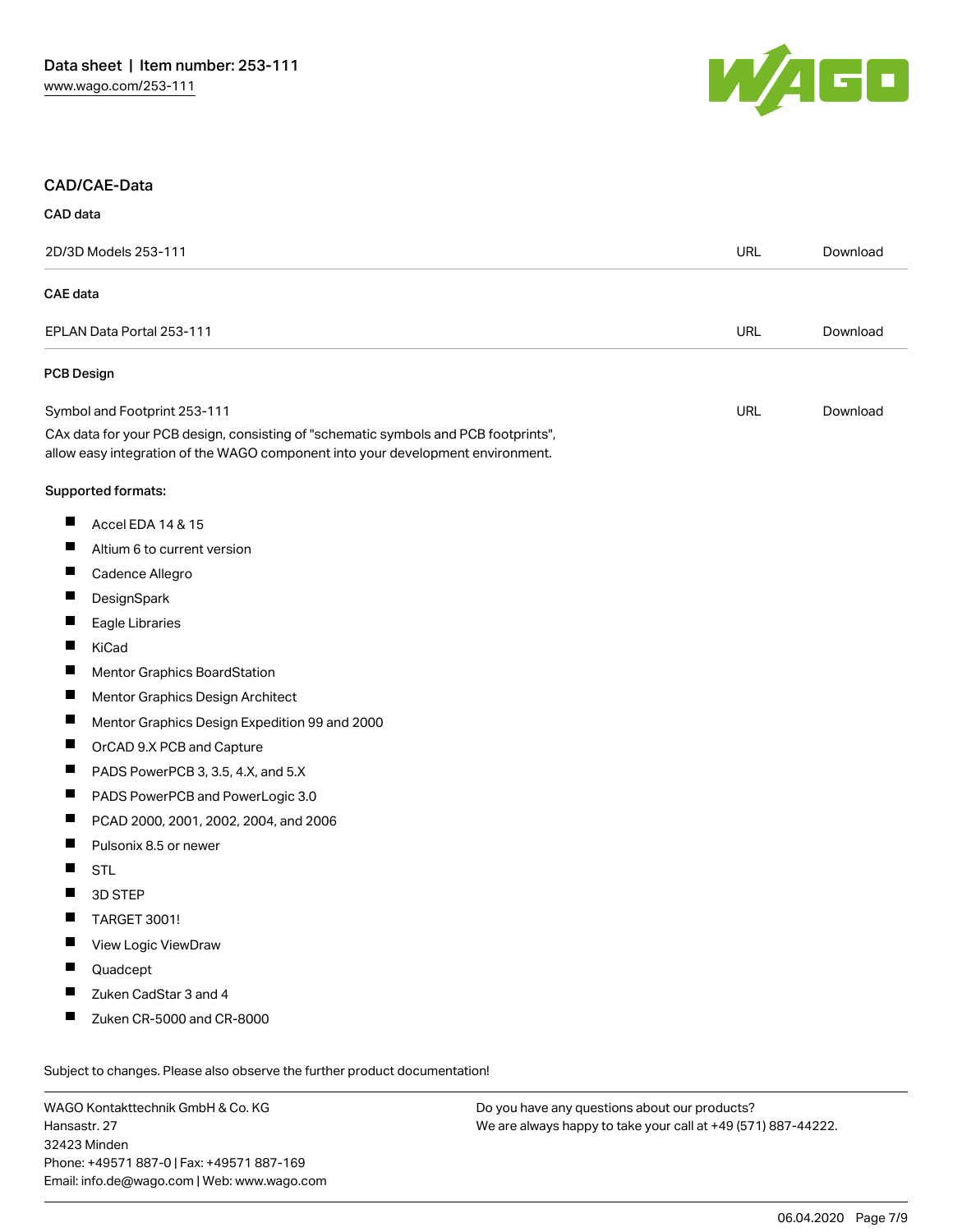## CAD/CAE-Data

### CAD data

| | | |
|---|---|---|
| 2D/3D Models 253-111 | URL | Download |

### CAE data

| | | |
|---|---|---|
| EPLAN Data Portal 253-111 | URL | Download |

### PCB Design

| | | |
|---|---|---|
| Symbol and Footprint 253-111 | URL | Download |

CAx data for your PCB design, consisting of "schematic symbols and PCB footprints", allow easy integration of the WAGO component into your development environment.

Supported formats:

- Accel EDA 14 & 15
- Altium 6 to current version
- Cadence Allegro
- DesignSpark
- Eagle Libraries
- KiCad
- Mentor Graphics BoardStation
- Mentor Graphics Design Architect
- Mentor Graphics Design Expedition 99 and 2000
- OrCAD 9.X PCB and Capture
- PADS PowerPCB 3, 3.5, 4.X, and 5.X
- PADS PowerPCB and PowerLogic 3.0
- PCAD 2000, 2001, 2002, 2004, and 2006
- Pulsonix 8.5 or newer
- STL
- 3D STEP
- TARGET 3001!
- View Logic ViewDraw
- Quadcept
- Zuken CadStar 3 and 4
- Zuken CR-5000 and CR-8000

Subject to changes. Please also observe the further product documentation!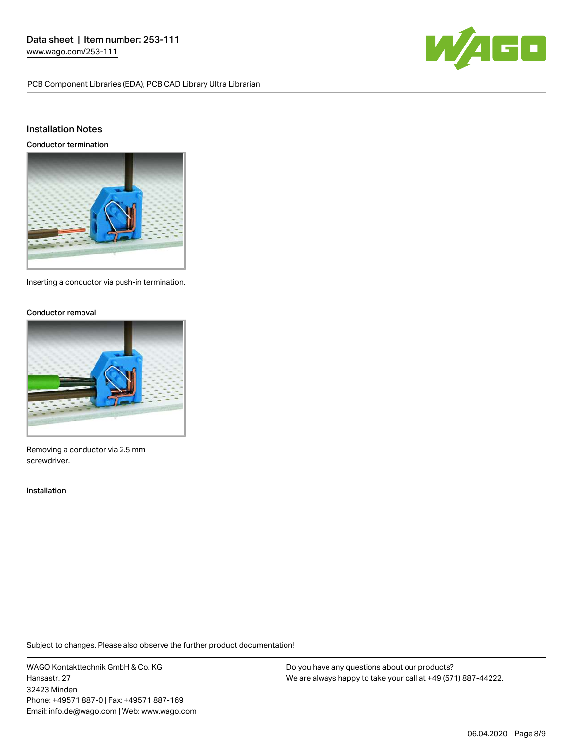## Installation Notes

### Conductor termination

Inserting a conductor via push-in termination.

### Conductor removal

Removing a conductor via 2.5 mm screwdriver.

### Installation

Subject to changes. Please also observe the further product documentation!

WAGO Kontakttechnik GmbH & Co. KG
Hansastr. 27
32423 Minden
Phone: +49571 887-0 | Fax: +49571 887-169
Email: info.de@wago.com | Web: www.wago.com

Do you have any questions about our products?
We are always happy to take your call at +49 (571) 887-44222.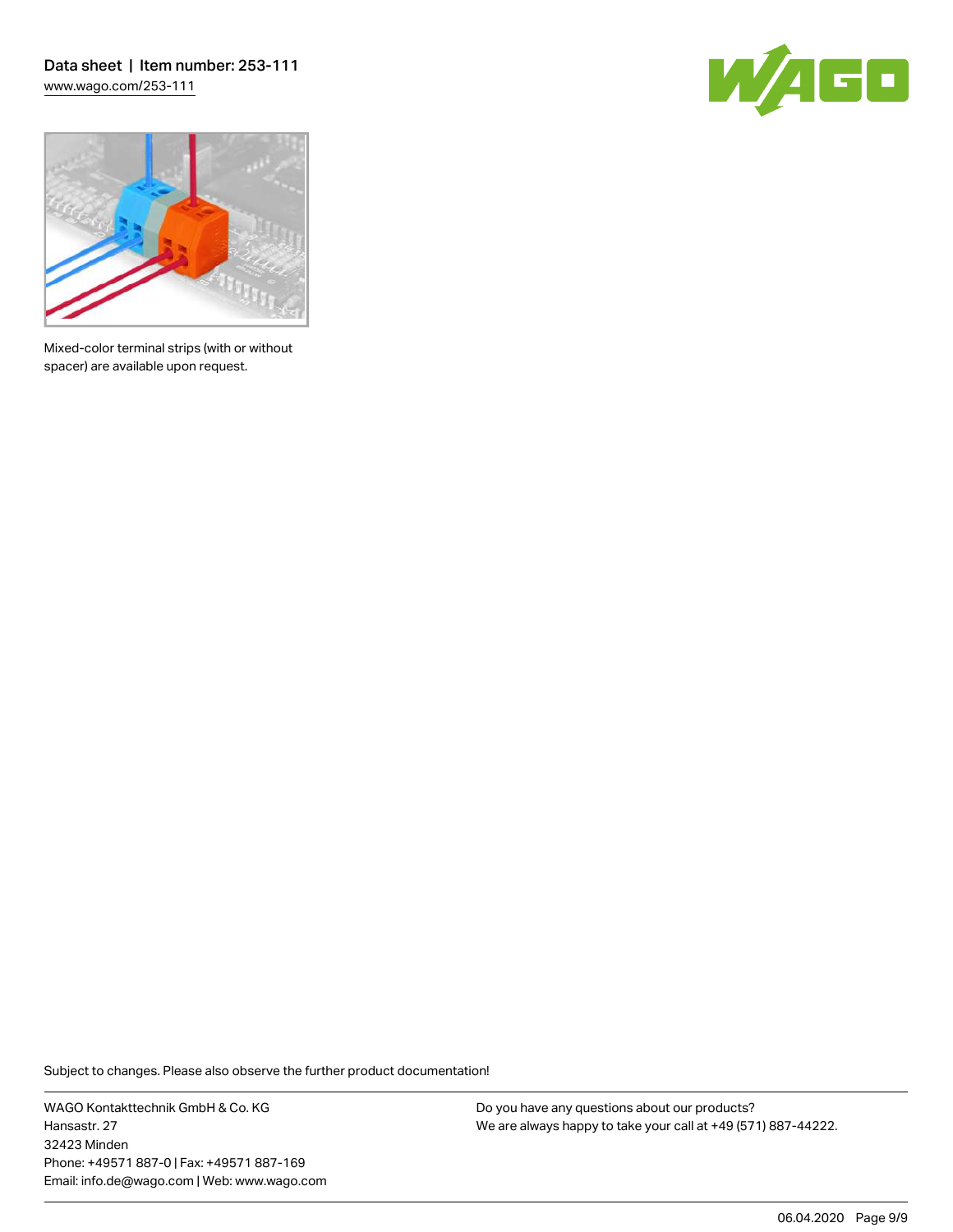Mixed-color terminal strips (with or without spacer) are available upon request.

Subject to changes. Please also observe the further product documentation!

WAGO Kontakttechnik GmbH & Co. KG
Hansastr. 27
32423 Minden
Phone: +49571 887-0 | Fax: +49571 887-169
Email: info.de@wago.com | Web: www.wago.com

Do you have any questions about our products?
We are always happy to take your call at +49 (571) 887-44222.